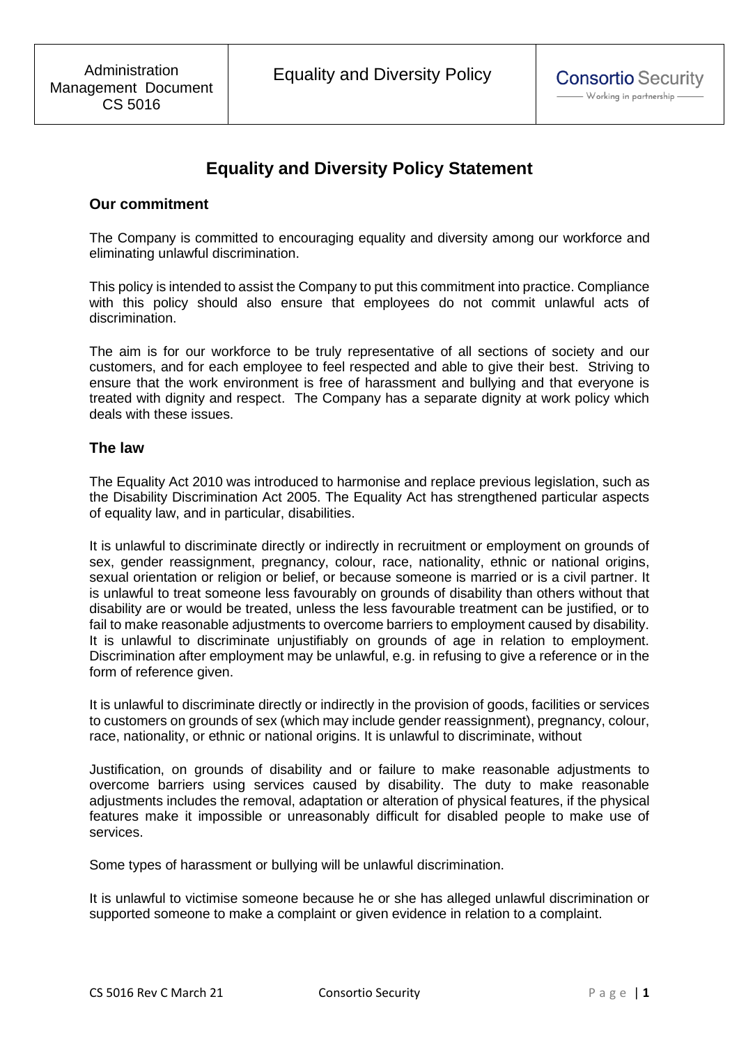# Equality and Diversity Policy Statement

## Our commitment

The Company is committed to encouraging equality and diversity among our workforce and eliminating unlawful discrimination.

This policy is intended to assist the Company to put this commitment into practice. Compliance with this policy should also ensure that employees do not commit unlawful acts of discrimination.

The aim is for our workforce to be truly representative of all sections of society and our customers, and for each employee to feel respected and able to give their best. Striving to ensure that the work environment is free of harassment and bullying and that everyone is treated with dignity and respect. The Company has a separate dignity at work policy which deals with these issues.

## The law

The Equality Act 2010 was introduced to harmonise and replace previous legislation, such as the Disability Discrimination Act 2005. The Equality Act has strengthened particular aspects of equality law, and in particular, disabilities.

It is unlawful to discriminate directly or indirectly in recruitment or employment on grounds of sex, gender reassignment, pregnancy, colour, race, nationality, ethnic or national origins, sexual orientation or religion or belief, or because someone is married or is a civil partner. It is unlawful to treat someone less favourably on grounds of disability than others without that disability are or would be treated, unless the less favourable treatment can be justified, or to fail to make reasonable adjustments to overcome barriers to employment caused by disability. It is unlawful to discriminate unjustifiably on grounds of age in relation to employment. Discrimination after employment may be unlawful, e.g. in refusing to give a reference or in the form of reference given.

It is unlawful to discriminate directly or indirectly in the provision of goods, facilities or services to customers on grounds of sex (which may include gender reassignment), pregnancy, colour, race, nationality, or ethnic or national origins. It is unlawful to discriminate, without

Justification, on grounds of disability and or failure to make reasonable adjustments to overcome barriers using services caused by disability. The duty to make reasonable adjustments includes the removal, adaptation or alteration of physical features, if the physical features make it impossible or unreasonably difficult for disabled people to make use of services.

Some types of harassment or bullying will be unlawful discrimination.

It is unlawful to victimise someone because he or she has alleged unlawful discrimination or supported someone to make a complaint or given evidence in relation to a complaint.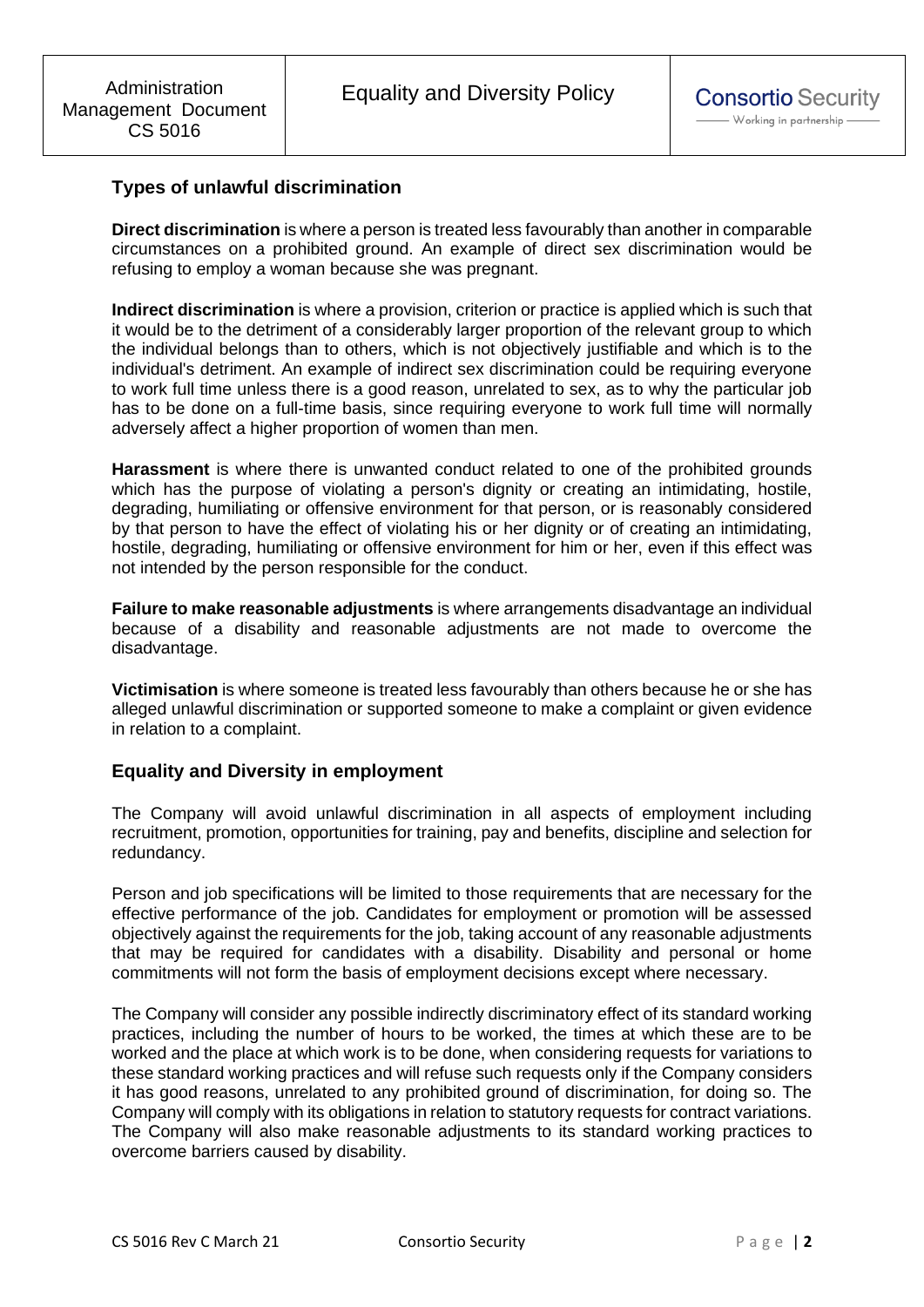## Types of unlawful discrimination

**Direct discrimination** is where a person is treated less favourably than another in comparable circumstances on a prohibited ground. An example of direct sex discrimination would be refusing to employ a woman because she was pregnant.

**Indirect discrimination** is where a provision, criterion or practice is applied which is such that it would be to the detriment of a considerably larger proportion of the relevant group to which the individual belongs than to others, which is not objectively justifiable and which is to the individual's detriment. An example of indirect sex discrimination could be requiring everyone to work full time unless there is a good reason, unrelated to sex, as to why the particular job has to be done on a full-time basis, since requiring everyone to work full time will normally adversely affect a higher proportion of women than men.

**Harassment** is where there is unwanted conduct related to one of the prohibited grounds which has the purpose of violating a person's dignity or creating an intimidating, hostile, degrading, humiliating or offensive environment for that person, or is reasonably considered by that person to have the effect of violating his or her dignity or of creating an intimidating, hostile, degrading, humiliating or offensive environment for him or her, even if this effect was not intended by the person responsible for the conduct.

**Failure to make reasonable adjustments** is where arrangements disadvantage an individual because of a disability and reasonable adjustments are not made to overcome the disadvantage.

**Victimisation** is where someone is treated less favourably than others because he or she has alleged unlawful discrimination or supported someone to make a complaint or given evidence in relation to a complaint.

## Equality and Diversity in employment

The Company will avoid unlawful discrimination in all aspects of employment including recruitment, promotion, opportunities for training, pay and benefits, discipline and selection for redundancy.

Person and job specifications will be limited to those requirements that are necessary for the effective performance of the job. Candidates for employment or promotion will be assessed objectively against the requirements for the job, taking account of any reasonable adjustments that may be required for candidates with a disability. Disability and personal or home commitments will not form the basis of employment decisions except where necessary.

The Company will consider any possible indirectly discriminatory effect of its standard working practices, including the number of hours to be worked, the times at which these are to be worked and the place at which work is to be done, when considering requests for variations to these standard working practices and will refuse such requests only if the Company considers it has good reasons, unrelated to any prohibited ground of discrimination, for doing so. The Company will comply with its obligations in relation to statutory requests for contract variations. The Company will also make reasonable adjustments to its standard working practices to overcome barriers caused by disability.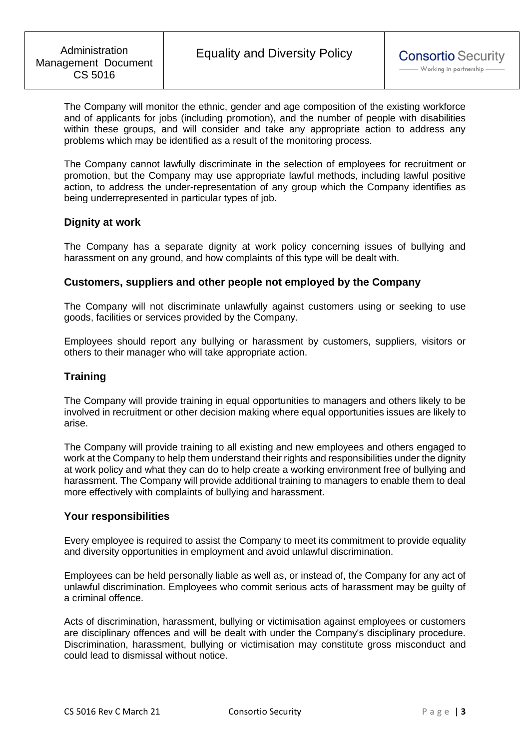The Company will monitor the ethnic, gender and age composition of the existing workforce and of applicants for jobs (including promotion), and the number of people with disabilities within these groups, and will consider and take any appropriate action to address any problems which may be identified as a result of the monitoring process.

The Company cannot lawfully discriminate in the selection of employees for recruitment or promotion, but the Company may use appropriate lawful methods, including lawful positive action, to address the under-representation of any group which the Company identifies as being underrepresented in particular types of job.

### Dignity at work

The Company has a separate dignity at work policy concerning issues of bullying and harassment on any ground, and how complaints of this type will be dealt with.

### Customers, suppliers and other people not employed by the Company

The Company will not discriminate unlawfully against customers using or seeking to use goods, facilities or services provided by the Company.

Employees should report any bullying or harassment by customers, suppliers, visitors or others to their manager who will take appropriate action.

### Training

The Company will provide training in equal opportunities to managers and others likely to be involved in recruitment or other decision making where equal opportunities issues are likely to arise.

The Company will provide training to all existing and new employees and others engaged to work at the Company to help them understand their rights and responsibilities under the dignity at work policy and what they can do to help create a working environment free of bullying and harassment. The Company will provide additional training to managers to enable them to deal more effectively with complaints of bullying and harassment.

### Your responsibilities

Every employee is required to assist the Company to meet its commitment to provide equality and diversity opportunities in employment and avoid unlawful discrimination.

Employees can be held personally liable as well as, or instead of, the Company for any act of unlawful discrimination. Employees who commit serious acts of harassment may be guilty of a criminal offence.

Acts of discrimination, harassment, bullying or victimisation against employees or customers are disciplinary offences and will be dealt with under the Company's disciplinary procedure. Discrimination, harassment, bullying or victimisation may constitute gross misconduct and could lead to dismissal without notice.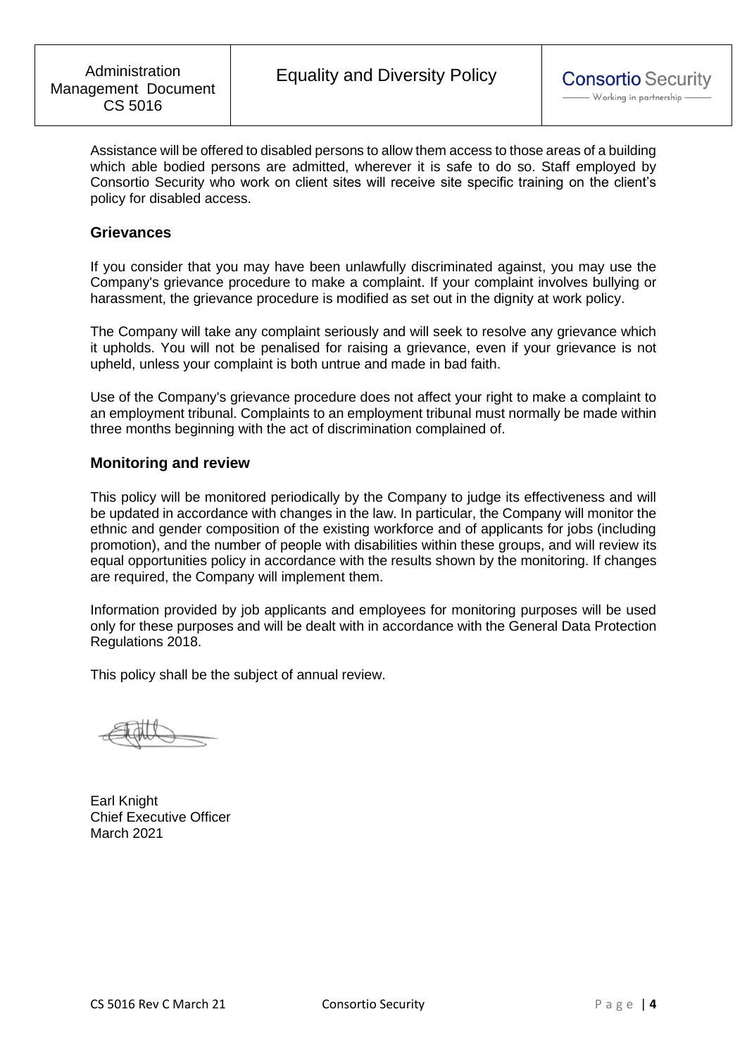Assistance will be offered to disabled persons to allow them access to those areas of a building which able bodied persons are admitted, wherever it is safe to do so. Staff employed by Consortio Security who work on client sites will receive site specific training on the client's policy for disabled access.

## Grievances

If you consider that you may have been unlawfully discriminated against, you may use the Company's grievance procedure to make a complaint. If your complaint involves bullying or harassment, the grievance procedure is modified as set out in the dignity at work policy.

The Company will take any complaint seriously and will seek to resolve any grievance which it upholds. You will not be penalised for raising a grievance, even if your grievance is not upheld, unless your complaint is both untrue and made in bad faith.

Use of the Company's grievance procedure does not affect your right to make a complaint to an employment tribunal. Complaints to an employment tribunal must normally be made within three months beginning with the act of discrimination complained of.

## Monitoring and review

This policy will be monitored periodically by the Company to judge its effectiveness and will be updated in accordance with changes in the law. In particular, the Company will monitor the ethnic and gender composition of the existing workforce and of applicants for jobs (including promotion), and the number of people with disabilities within these groups, and will review its equal opportunities policy in accordance with the results shown by the monitoring. If changes are required, the Company will implement them.

Information provided by job applicants and employees for monitoring purposes will be used only for these purposes and will be dealt with in accordance with the General Data Protection Regulations 2018.

This policy shall be the subject of annual review.

Earl Knight
Chief Executive Officer
March 2021